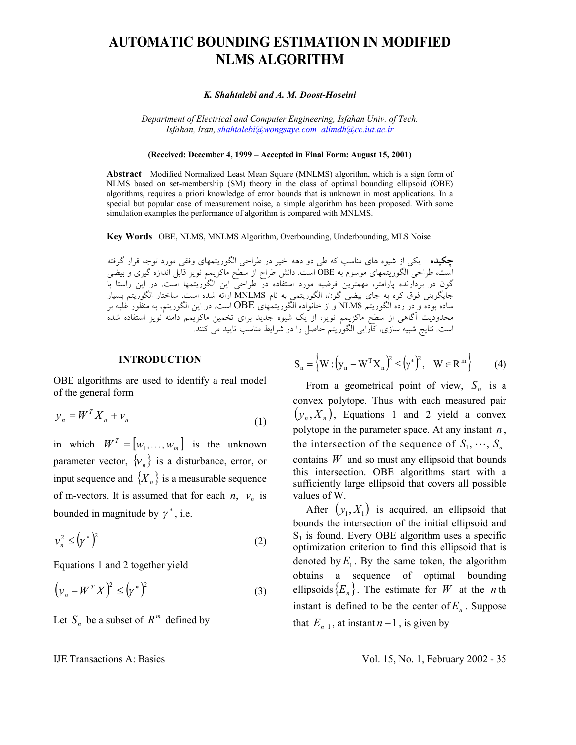# AUTOMATIC BOUNDING ESTIMATION IN MODIFIED NLMS ALGORITHM

***K. Shahtalebi and A. M. Doost-Hoseini***

*Department of Electrical and Computer Engineering, Isfahan Univ. of Tech. Isfahan, Iran, shahtalebi@wongsaye.com alimdh@cc.iut.ac.ir*

**(Received: December 4, 1999 – Accepted in Final Form: August 15, 2001)**

**Abstract** Modified Normalized Least Mean Square (MNLMS) algorithm, which is a sign form of NLMS based on set-membership (SM) theory in the class of optimal bounding ellipsoid (OBE) algorithms, requires a priori knowledge of error bounds that is unknown in most applications. In a special but popular case of measurement noise, a simple algorithm has been proposed. With some simulation examples the performance of algorithm is compared with MNLMS.

**Key Words** OBE, NLMS, MNLMS Algorithm, Overbounding, Underbounding, MLS Noise

**چکیده** یکی از شیوه های مناسب که طی دو دهه اخیر در طراحی الگوریتمهای وفقی مورد توجه قرار گرفته است، طراحی الگوریتمهای موسوم به OBE است. دانش طراح از سطح ماکزیمم نویز قابل اندازه گیری و بیضی گون در بردارنده پارامتر، مهمترین فرضیه مورد استفاده در طراحی این الگوریتمها است. در این راستا با جایگزینی فوق کره به جای بیضی گون، الگوریتمی به نام MNLMS ارائه شده است. ساختار الگوریتم بسیار ساده بوده و در رده الگوریتم NLMS و از خانواده الگوریتمهای OBE است. در این الگوریتم، به منظور غلبه بر محدودیت آگاهی از سطح ماکزیمم نویز، از یک شیوه جدید برای تخمین ماکزیمم دامنه نویز استفاده شده است. نتایج شبیه سازی، کارایی الگوریتم حاصل را در شرایط مناسب تایید می کنند.

## INTRODUCTION

OBE algorithms are used to identify a real model of the general form

$$y_n = W^T X_n + v_n \tag{1}$$

in which $W^T = [w_1, \ldots, w_m]$ is the unknown parameter vector, $\{v_n\}$ is a disturbance, error, or input sequence and $\{X_n\}$ is a measurable sequence of m-vectors. It is assumed that for each $n$, $v_n$ is bounded in magnitude by $\gamma^*$, i.e.

$$v_n^2 \le (\gamma^*)^2 \tag{2}$$

Equations 1 and 2 together yield

$$(y_n - W^T X)^2 \le (\gamma^*)^2 \tag{3}$$

Let $S_n$ be a subset of $R^m$ defined by

$$S_n = \left\{ W : (y_n - W^T X_n)^2 \le (\gamma^*)^2, \quad W \in R^m \right\} \tag{4}$$

From a geometrical point of view, $S_n$ is a convex polytope. Thus with each measured pair $(y_n, X_n)$, Equations 1 and 2 yield a convex polytope in the parameter space. At any instant $n$, the intersection of the sequence of $S_1, \cdots, S_n$ contains $W$ and so must any ellipsoid that bounds this intersection. OBE algorithms start with a sufficiently large ellipsoid that covers all possible values of W.

After $(y_1, X_1)$ is acquired, an ellipsoid that bounds the intersection of the initial ellipsoid and $S_1$ is found. Every OBE algorithm uses a specific optimization criterion to find this ellipsoid that is denoted by $E_1$. By the same token, the algorithm obtains a sequence of optimal bounding ellipsoids $\{E_n\}$. The estimate for $W$ at the $n$th instant is defined to be the center of $E_n$. Suppose that $E_{n-1}$, at instant $n-1$, is given by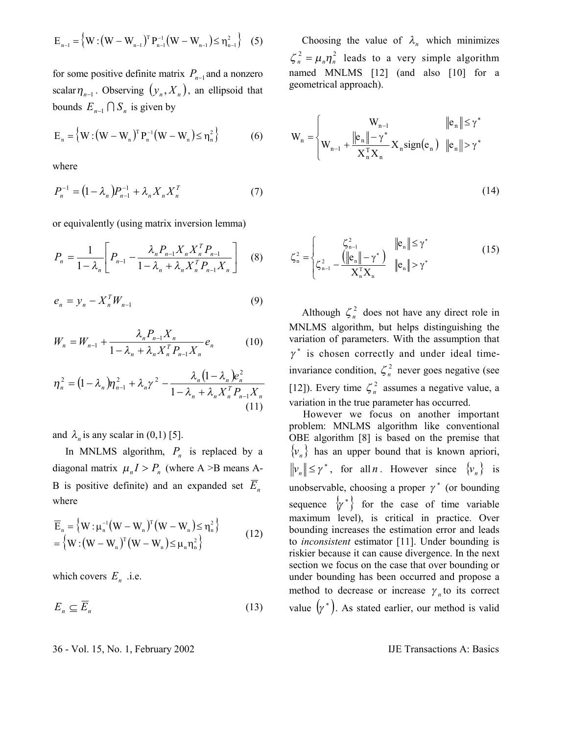$$E_{n-1} = \left\{ W : \left(W - W_{n-1}\right)^T P_{n-1}^{-1} \left(W - W_{n-1}\right) \le \eta_{n-1}^2 \right\} \quad (5)$$

for some positive definite matrix $P_{n-1}$ and a nonzero scalar $\eta_{n-1}$. Observing $(y_n, X_n)$, an ellipsoid that bounds $E_{n-1} \cap S_n$ is given by

$$E_n = \left\{ W : \left(W - W_n\right)^T P_n^{-1} \left(W - W_n\right) \le \eta_n^2 \right\} \quad (6)$$

where

$$P_n^{-1} = \left(1 - \lambda_n\right) P_{n-1}^{-1} + \lambda_n X_n X_n^T \quad (7)$$

or equivalently (using matrix inversion lemma)

$$P_n = \frac{1}{1 - \lambda_n} \left[ P_{n-1} - \frac{\lambda_n P_{n-1} X_n X_n^T P_{n-1}}{1 - \lambda_n + \lambda_n X_n^T P_{n-1} X_n} \right] \quad (8)$$

$$e_n = y_n - X_n^T W_{n-1} \quad (9)$$

$$W_n = W_{n-1} + \frac{\lambda_n P_{n-1} X_n}{1 - \lambda_n + \lambda_n X_n^T P_{n-1} X_n} e_n \quad (10)$$

$$\eta_n^2 = \left(1 - \lambda_n\right) \eta_{n-1}^2 + \lambda_n \gamma^2 - \frac{\lambda_n \left(1 - \lambda_n\right) e_n^2}{1 - \lambda_n + \lambda_n X_n^T P_{n-1} X_n} \quad (11)$$

and $\lambda_n$ is any scalar in (0,1) [5].

In MNLMS algorithm, $P_n$ is replaced by a diagonal matrix $\mu_n I > P_n$ (where A >B means A-B is positive definite) and an expanded set $\overline{E}_n$ where

$$\begin{aligned} \overline{E}_n &= \left\{ W : \mu_n^{-1} \left(W - W_n\right)^T \left(W - W_n\right) \le \eta_n^2 \right\} \\ &= \left\{ W : \left(W - W_n\right)^T \left(W - W_n\right) \le \mu_n \eta_n^2 \right\} \end{aligned} \quad (12)$$

which covers $E_n$ .i.e.

$$E_n \subseteq \overline{E}_n \quad (13)$$

Choosing the value of $\lambda_n$ which minimizes $\zeta_n^2 = \mu_n \eta_n^2$ leads to a very simple algorithm named MNLMS [12] (and also [10] for a geometrical approach).

$$W_n = \begin{cases} W_{n-1} & \|e_n\| \le \gamma^* \\ W_{n-1} + \dfrac{\|e_n\| - \gamma^*}{X_n^T X_n} X_n \operatorname{sign}(e_n) & \|e_n\| > \gamma^* \end{cases} \quad (14)$$

$$\zeta_n^2 = \begin{cases} \zeta_{n-1}^2 & \|e_n\| \le \gamma^* \\ \zeta_{n-1}^2 - \dfrac{\left(\|e_n\| - \gamma^*\right)}{X_n^T X_n} & \|e_n\| > \gamma^* \end{cases} \quad (15)$$

Although $\zeta_n^2$ does not have any direct role in MNLMS algorithm, but helps distinguishing the variation of parameters. With the assumption that $\gamma^*$ is chosen correctly and under ideal time-invariance condition, $\zeta_n^2$ never goes negative (see [12]). Every time $\zeta_n^2$ assumes a negative value, a variation in the true parameter has occurred.

However we focus on another important problem: MNLMS algorithm like conventional OBE algorithm [8] is based on the premise that $\{v_n\}$ has an upper bound that is known apriori, $\|v_n\| \le \gamma^*$, for all $n$. However since $\{v_n\}$ is unobservable, choosing a proper $\gamma^*$ (or bounding sequence $\{\gamma^*\}$ for the case of time variable maximum level), is critical in practice. Over bounding increases the estimation error and leads to *inconsistent* estimator [11]. Under bounding is riskier because it can cause divergence. In the next section we focus on the case that over bounding or under bounding has been occurred and propose a method to decrease or increase $\gamma_n$ to its correct value $(\gamma^*)$. As stated earlier, our method is valid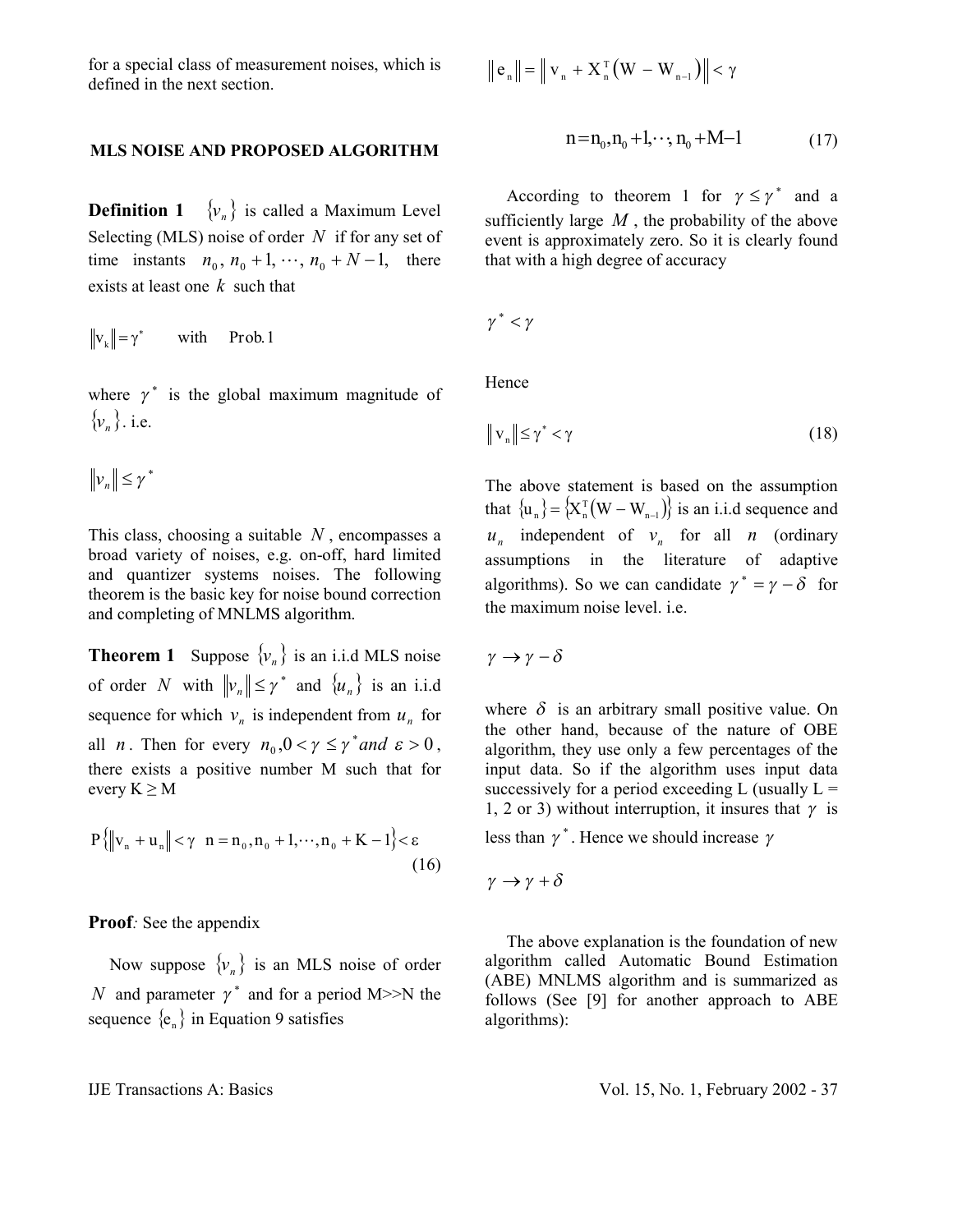for a special class of measurement noises, which is defined in the next section.

## MLS NOISE AND PROPOSED ALGORITHM

**Definition 1** $\{v_n\}$ is called a Maximum Level Selecting (MLS) noise of order $N$ if for any set of time instants $n_0, n_0+1, \cdots, n_0+N-1,$ there exists at least one $k$ such that

$$\|v_k\| = \gamma^* \qquad \text{with} \quad \text{Prob.}1$$

where $\gamma^*$ is the global maximum magnitude of $\{v_n\}$. i.e.

$$\|v_n\| \le \gamma^*$$

This class, choosing a suitable $N$, encompasses a broad variety of noises, e.g. on-off, hard limited and quantizer systems noises. The following theorem is the basic key for noise bound correction and completing of MNLMS algorithm.

**Theorem 1** Suppose $\{v_n\}$ is an i.i.d MLS noise of order $N$ with $\|v_n\| \le \gamma^*$ and $\{u_n\}$ is an i.i.d sequence for which $v_n$ is independent from $u_n$ for all $n$. Then for every $n_0, 0 < \gamma \le \gamma^*$ *and* $\varepsilon > 0$, there exists a positive number M such that for every $K \ge M$

$$P\{\|v_n + u_n\| < \gamma \quad n = n_0, n_0+1, \cdots, n_0+K-1\} < \varepsilon \tag{16}$$

**Proof***:* See the appendix

Now suppose $\{v_n\}$ is an MLS noise of order $N$ and parameter $\gamma^*$ and for a period M>>N the sequence $\{e_n\}$ in Equation 9 satisfies

$$\|e_n\| = \|v_n + X_n^T(W - W_{n-1})\| < \gamma$$

$$n = n_0, n_0+1, \cdots, n_0+M-1 \tag{17}$$

According to theorem 1 for $\gamma \le \gamma^*$ and a sufficiently large $M$, the probability of the above event is approximately zero. So it is clearly found that with a high degree of accuracy

$$\gamma^* < \gamma$$

Hence

$$\|v_n\| \le \gamma^* < \gamma \tag{18}$$

The above statement is based on the assumption that $\{u_n\} = \{X_n^T(W - W_{n-1})\}$ is an i.i.d sequence and $u_n$ independent of $v_n$ for all $n$ (ordinary assumptions in the literature of adaptive algorithms). So we can candidate $\gamma^* = \gamma - \delta$ for the maximum noise level. i.e.

$$\gamma \to \gamma - \delta$$

where $\delta$ is an arbitrary small positive value. On the other hand, because of the nature of OBE algorithm, they use only a few percentages of the input data. So if the algorithm uses input data successively for a period exceeding L (usually L = 1, 2 or 3) without interruption, it insures that $\gamma$ is less than $\gamma^*$. Hence we should increase $\gamma$

$$\gamma \to \gamma + \delta$$

The above explanation is the foundation of new algorithm called Automatic Bound Estimation (ABE) MNLMS algorithm and is summarized as follows (See [9] for another approach to ABE algorithms):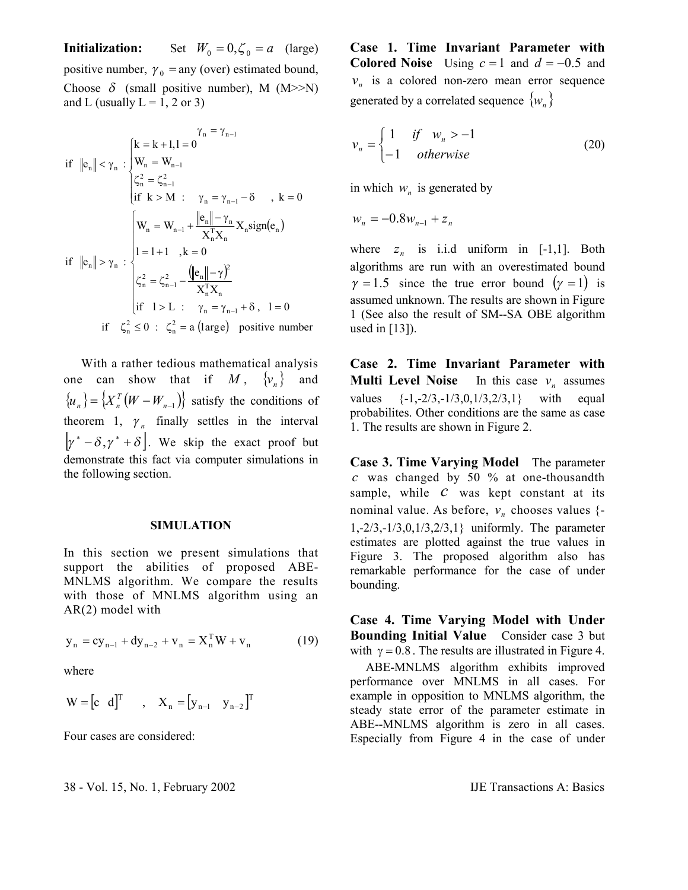**Initialization:** Set $W_0 = 0, \zeta_0 = a$ (large) positive number, $\gamma_0 =$ any (over) estimated bound, Choose $\delta$ (small positive number), M (M>>N) and L (usually L = 1, 2 or 3)

$$
\text{if } \|e_n\| < \gamma_n : \begin{cases} \gamma_n = \gamma_{n-1} \\ k = k+1, l = 0 \\ W_n = W_{n-1} \\ \zeta_n^2 = \zeta_{n-1}^2 \\ \text{if } k > M : \quad \gamma_n = \gamma_{n-1} - \delta \quad , k = 0 \end{cases}
$$

$$
\text{if } \|e_n\| > \gamma_n : \begin{cases} W_n = W_{n-1} + \dfrac{\|e_n\| - \gamma_n}{X_n^T X_n} X_n \text{sign}(e_n) \\ l = l+1 \quad , k = 0 \\ \zeta_n^2 = \zeta_{n-1}^2 - \dfrac{(\|e_n\| - \gamma)^2}{X_n^T X_n} \\ \text{if } l > L : \quad \gamma_n = \gamma_{n-1} + \delta , \; l = 0 \end{cases}
$$

$$
\text{if } \zeta_n^2 \le 0 : \zeta_n^2 = a \text{ (large) positive number}
$$

With a rather tedious mathematical analysis one can show that if $M$, $\{v_n\}$ and $\{u_n\} = \{X_n^T (W - W_{n-1})\}$ satisfy the conditions of theorem 1, $\gamma_n$ finally settles in the interval $[\gamma^* - \delta, \gamma^* + \delta]$. We skip the exact proof but demonstrate this fact via computer simulations in the following section.

## SIMULATION

In this section we present simulations that support the abilities of proposed ABE-MNLMS algorithm. We compare the results with those of MNLMS algorithm using an AR(2) model with

$$
y_n = c y_{n-1} + d y_{n-2} + v_n = X_n^T W + v_n \tag{19}
$$

where

$$
W = [c \quad d]^T \quad , \quad X_n = [y_{n-1} \quad y_{n-2}]^T
$$

Four cases are considered:

**Case 1. Time Invariant Parameter with Colored Noise** Using $c = 1$ and $d = -0.5$ and $v_n$ is a colored non-zero mean error sequence generated by a correlated sequence $\{w_n\}$

$$
v_n = \begin{cases} 1 & \text{if} \quad w_n > -1 \\ -1 & \text{otherwise} \end{cases} \tag{20}
$$

in which $w_n$ is generated by

$$
w_n = -0.8 w_{n-1} + z_n
$$

where $z_n$ is i.i.d uniform in [-1,1]. Both algorithms are run with an overestimated bound $\gamma = 1.5$ since the true error bound $(\gamma = 1)$ is assumed unknown. The results are shown in Figure 1 (See also the result of SM--SA OBE algorithm used in [13]).

**Case 2. Time Invariant Parameter with Multi Level Noise** In this case $v_n$ assumes values {-1,-2/3,-1/3,0,1/3,2/3,1} with equal probabilites. Other conditions are the same as case 1. The results are shown in Figure 2.

**Case 3. Time Varying Model** The parameter $c$ was changed by 50 % at one-thousandth sample, while $c$ was kept constant at its nominal value. As before, $v_n$ chooses values {-1,-2/3,-1/3,0,1/3,2/3,1} uniformly. The parameter estimates are plotted against the true values in Figure 3. The proposed algorithm also has remarkable performance for the case of under bounding.

**Case 4. Time Varying Model with Under Bounding Initial Value** Consider case 3 but with $\gamma = 0.8$. The results are illustrated in Figure 4.

ABE-MNLMS algorithm exhibits improved performance over MNLMS in all cases. For example in opposition to MNLMS algorithm, the steady state error of the parameter estimate in ABE--MNLMS algorithm is zero in all cases. Especially from Figure 4 in the case of under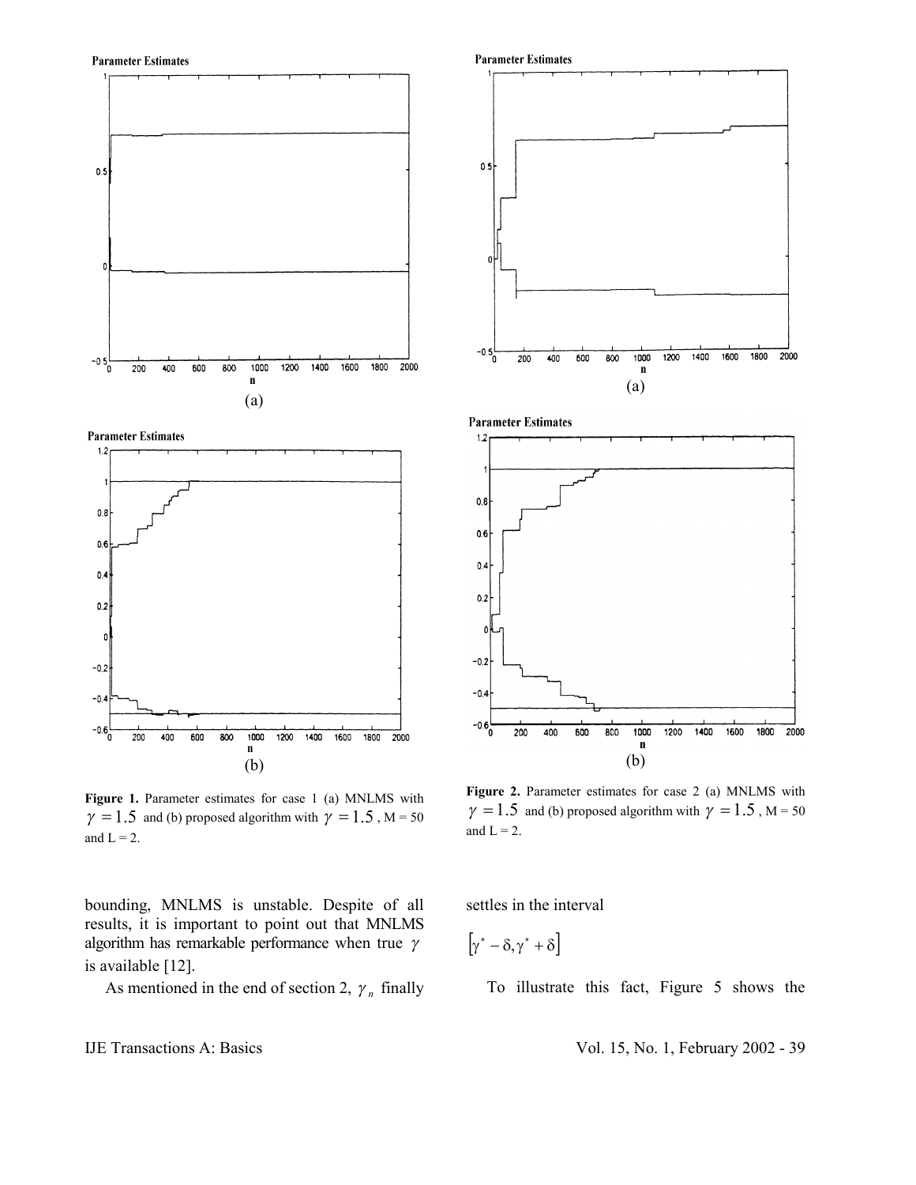**Figure 1.** Parameter estimates for case 1 (a) MNLMS with $\gamma = 1.5$ and (b) proposed algorithm with $\gamma = 1.5$ , M = 50 and L = 2.

**Figure 2.** Parameter estimates for case 2 (a) MNLMS with $\gamma = 1.5$ and (b) proposed algorithm with $\gamma = 1.5$ , M = 50 and L = 2.

bounding, MNLMS is unstable. Despite of all results, it is important to point out that MNLMS algorithm has remarkable performance when true $\gamma$ is available [12].

As mentioned in the end of section 2, $\gamma_n$ finally settles in the interval

$$\left[\gamma^* - \delta, \gamma^* + \delta\right]$$

To illustrate this fact, Figure 5 shows the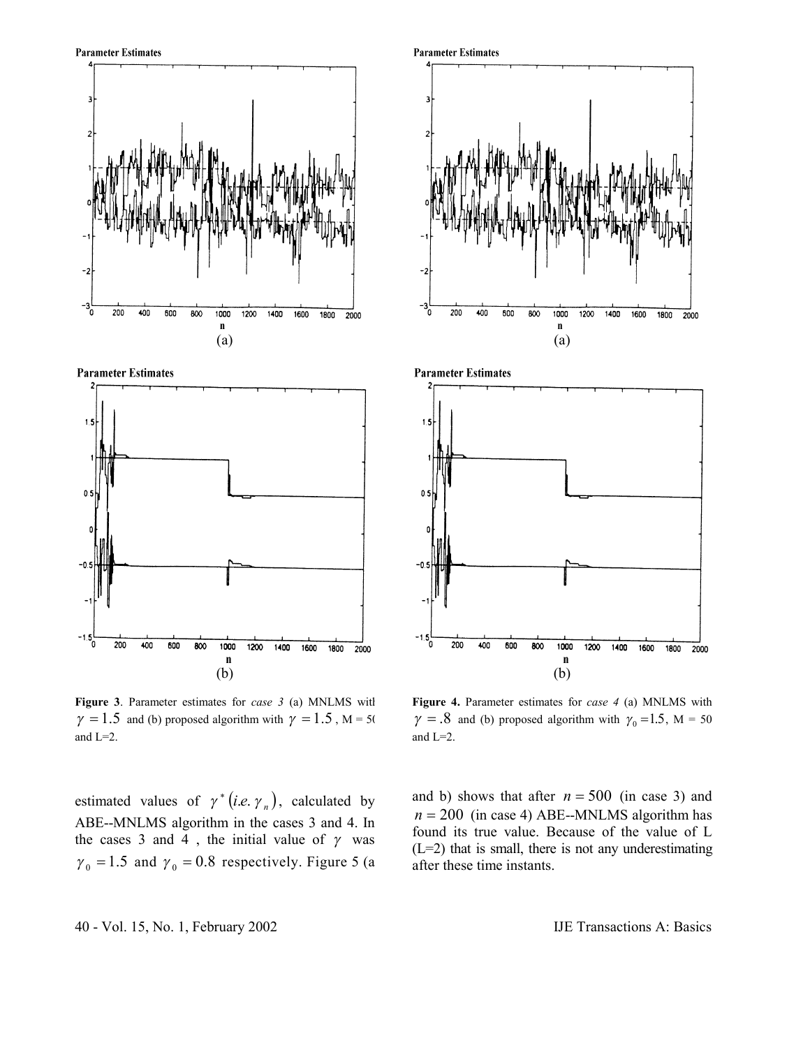Figure 3. Parameter estimates for *case 3* (a) MNLMS with $\gamma = 1.5$ and (b) proposed algorithm with $\gamma = 1.5$, M = 50 and L=2.

Figure 4. Parameter estimates for *case 4* (a) MNLMS with $\gamma = .8$ and (b) proposed algorithm with $\gamma_0 = 1.5$, M = 50 and L=2.

estimated values of $\gamma^* \left(i.e.\, \gamma_n\right)$, calculated by ABE--MNLMS algorithm in the cases 3 and 4. In the cases 3 and 4 , the initial value of $\gamma$ was $\gamma_0 = 1.5$ and $\gamma_0 = 0.8$ respectively. Figure 5 (a and b) shows that after $n = 500$ (in case 3) and $n = 200$ (in case 4) ABE--MNLMS algorithm has found its true value. Because of the value of L (L=2) that is small, there is not any underestimating after these time instants.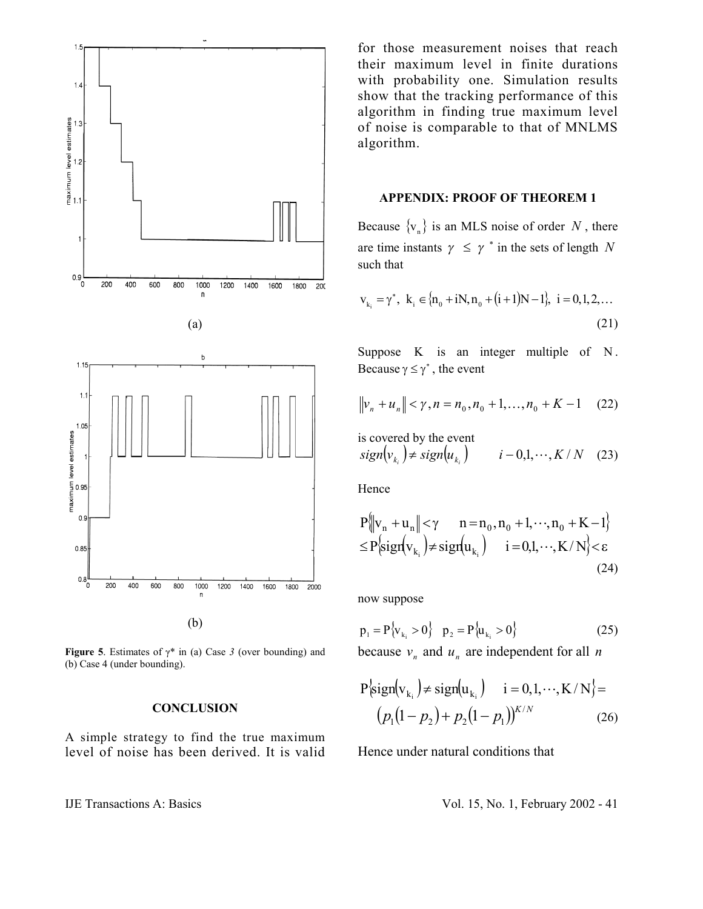(a)

(b)

**Figure 5**. Estimates of γ* in (a) Case *3* (over bounding) and (b) Case 4 (under bounding).

## CONCLUSION

A simple strategy to find the true maximum level of noise has been derived. It is valid for those measurement noises that reach their maximum level in finite durations with probability one. Simulation results show that the tracking performance of this algorithm in finding true maximum level of noise is comparable to that of MNLMS algorithm.

## APPENDIX: PROOF OF THEOREM 1

Because $\{v_n\}$ is an MLS noise of order $N$, there are time instants $\gamma \le \gamma^*$ in the sets of length $N$ such that

$$v_{k_i} = \gamma^*, \; k_i \in \{n_0 + iN, n_0 + (i+1)N - 1\}, \; i = 0, 1, 2, \ldots \tag{21}$$

Suppose K is an integer multiple of N. Because $\gamma \le \gamma^*$, the event

$$\|v_n + u_n\| < \gamma, n = n_0, n_0 + 1, \ldots, n_0 + K - 1 \tag{22}$$

is covered by the event

$$sign(v_{k_i}) \neq sign(u_{k_i}) \qquad i - 0, 1, \cdots, K/N \tag{23}$$

Hence

$$\begin{aligned} &P\{\|v_n + u_n\| < \gamma \quad n = n_0, n_0 + 1, \cdots, n_0 + K - 1\} \\ &\le P\{sign(v_{k_i}) \neq sign(u_{k_i}) \quad i = 0, 1, \cdots, K/N\} < \varepsilon \end{aligned} \tag{24}$$

now suppose

$$p_1 = P\{v_{k_i} > 0\} \quad p_2 = P\{u_{k_i} > 0\} \tag{25}$$

because $v_n$ and $u_n$ are independent for all $n$

$$\begin{aligned} &P\{sign(v_{k_i}) \neq sign(u_{k_i}) \quad i = 0, 1, \cdots, K/N\} = \\ &(p_1(1 - p_2) + p_2(1 - p_1))^{K/N} \end{aligned} \tag{26}$$

Hence under natural conditions that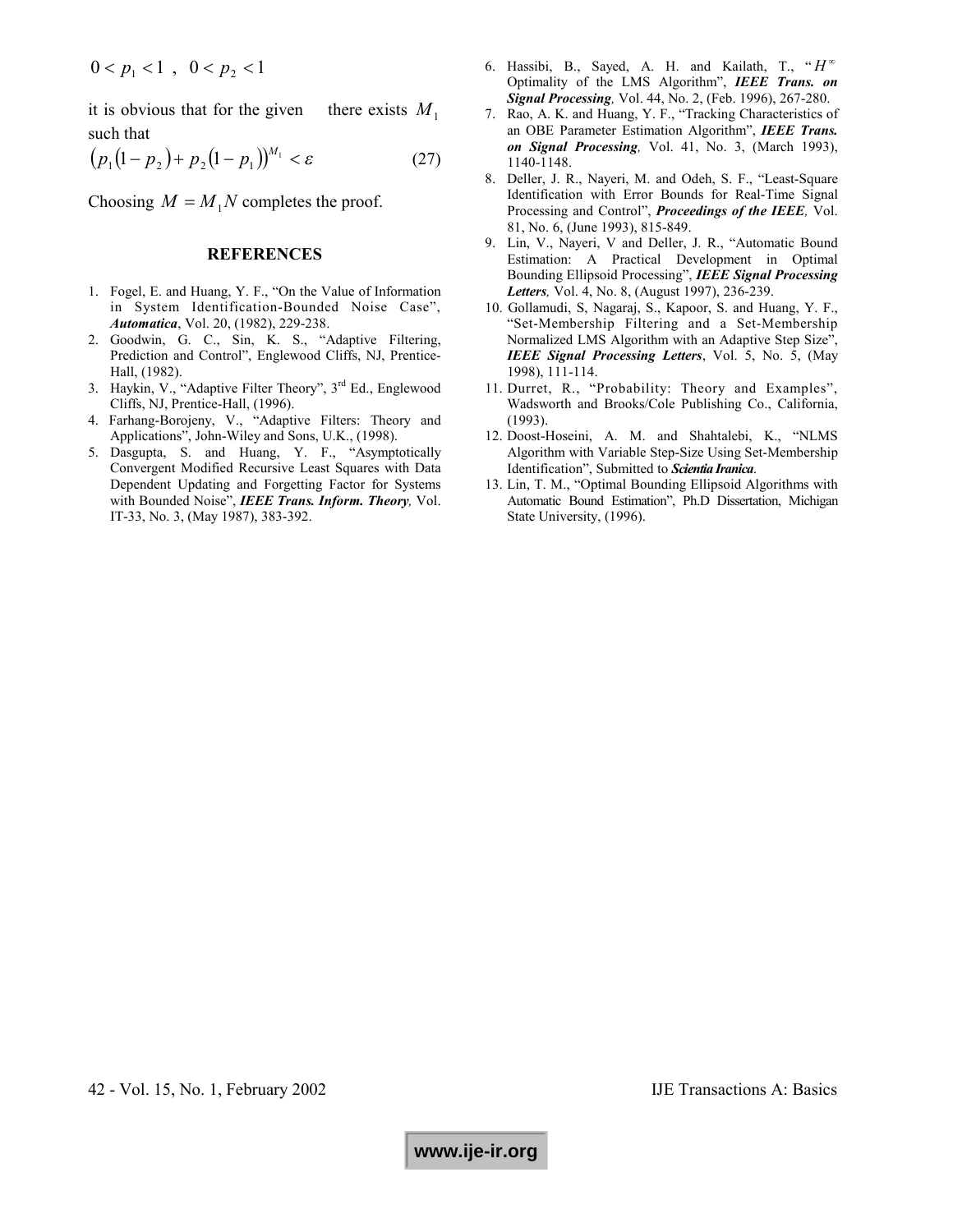$$0 < p_1 < 1 \ , \ \ 0 < p_2 < 1$$

it is obvious that for the given there exists $M_1$ such that

$$\left(p_1(1-p_2)+p_2(1-p_1)\right)^{M_1} < \varepsilon \tag{27}$$

Choosing $M = M_1 N$ completes the proof.

## REFERENCES

1. Fogel, E. and Huang, Y. F., "On the Value of Information in System Identification-Bounded Noise Case", ***Automatica***, Vol. 20, (1982), 229-238.
2. Goodwin, G. C., Sin, K. S., "Adaptive Filtering, Prediction and Control", Englewood Cliffs, NJ, Prentice-Hall, (1982).
3. Haykin, V., "Adaptive Filter Theory", 3rd Ed., Englewood Cliffs, NJ, Prentice-Hall, (1996).
4. Farhang-Borojeny, V., "Adaptive Filters: Theory and Applications", John-Wiley and Sons, U.K., (1998).
5. Dasgupta, S. and Huang, Y. F., "Asymptotically Convergent Modified Recursive Least Squares with Data Dependent Updating and Forgetting Factor for Systems with Bounded Noise", ***IEEE Trans. Inform. Theory,*** Vol. IT-33, No. 3, (May 1987), 383-392.
6. Hassibi, B., Sayed, A. H. and Kailath, T., "$H^{\infty}$ Optimality of the LMS Algorithm", ***IEEE Trans. on Signal Processing,*** Vol. 44, No. 2, (Feb. 1996), 267-280.
7. Rao, A. K. and Huang, Y. F., "Tracking Characteristics of an OBE Parameter Estimation Algorithm", ***IEEE Trans. on Signal Processing,*** Vol. 41, No. 3, (March 1993), 1140-1148.
8. Deller, J. R., Nayeri, M. and Odeh, S. F., "Least-Square Identification with Error Bounds for Real-Time Signal Processing and Control", ***Proceedings of the IEEE,*** Vol. 81, No. 6, (June 1993), 815-849.
9. Lin, V., Nayeri, V and Deller, J. R., "Automatic Bound Estimation: A Practical Development in Optimal Bounding Ellipsoid Processing", ***IEEE Signal Processing Letters,*** Vol. 4, No. 8, (August 1997), 236-239.
10. Gollamudi, S, Nagaraj, S., Kapoor, S. and Huang, Y. F., "Set-Membership Filtering and a Set-Membership Normalized LMS Algorithm with an Adaptive Step Size", ***IEEE Signal Processing Letters***, Vol. 5, No. 5, (May 1998), 111-114.
11. Durret, R., "Probability: Theory and Examples", Wadsworth and Brooks/Cole Publishing Co., California, (1993).
12. Doost-Hoseini, A. M. and Shahtalebi, K., "NLMS Algorithm with Variable Step-Size Using Set-Membership Identification", Submitted to ***Scientia Iranica***.
13. Lin, T. M., "Optimal Bounding Ellipsoid Algorithms with Automatic Bound Estimation", Ph.D Dissertation, Michigan State University, (1996).